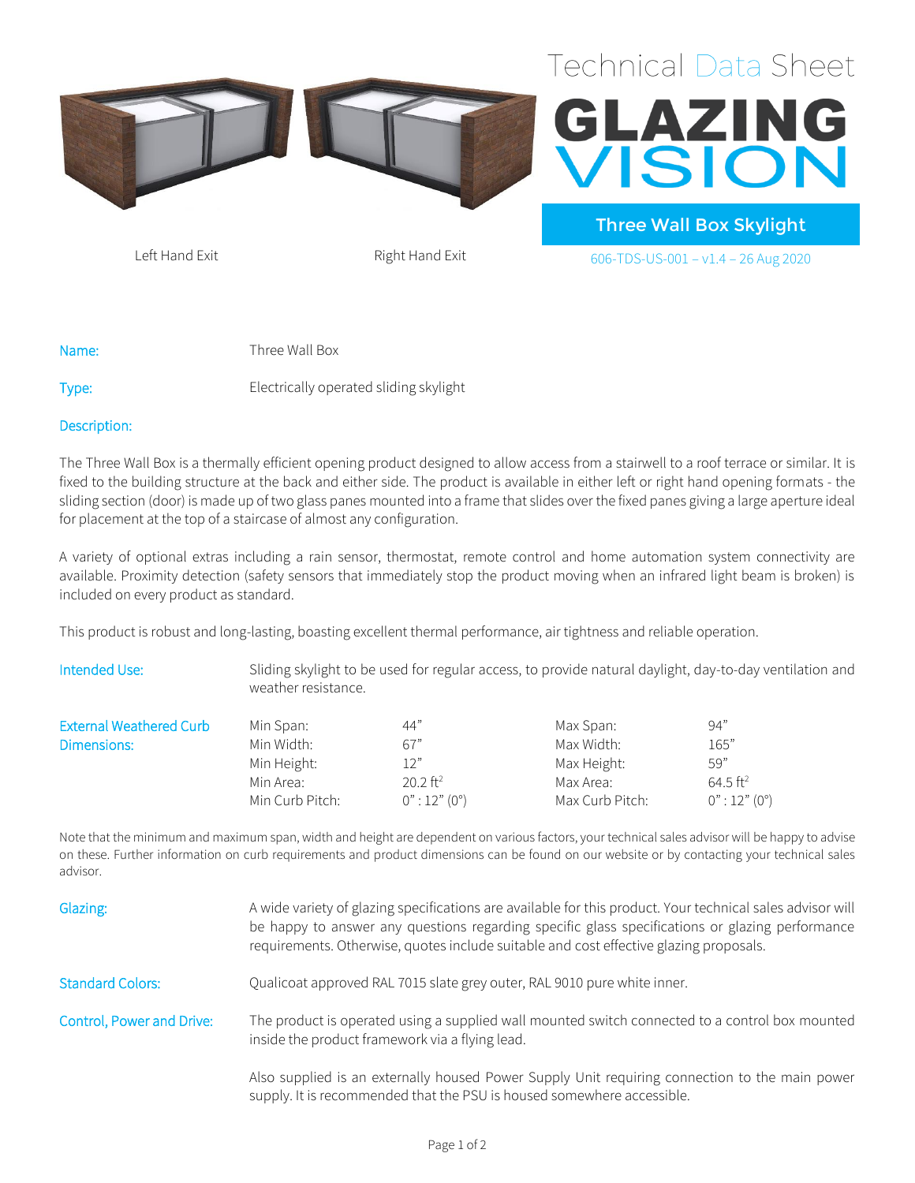# Technical Data Sheet

# GLAZING VISION

## Three Wall Box Skylight

606-TDS-US-001 – v1.4 – 26 Aug 2020

Left Hand Exit

Right Hand Exit

**Name:** Three Wall Box

**Type:** Electrically operated sliding skylight

**Description:**

The Three Wall Box is a thermally efficient opening product designed to allow access from a stairwell to a roof terrace or similar. It is fixed to the building structure at the back and either side. The product is available in either left or right hand opening formats - the sliding section (door) is made up of two glass panes mounted into a frame that slides over the fixed panes giving a large aperture ideal for placement at the top of a staircase of almost any configuration.

A variety of optional extras including a rain sensor, thermostat, remote control and home automation system connectivity are available. Proximity detection (safety sensors that immediately stop the product moving when an infrared light beam is broken) is included on every product as standard.

This product is robust and long-lasting, boasting excellent thermal performance, air tightness and reliable operation.

**Intended Use:** Sliding skylight to be used for regular access, to provide natural daylight, day-to-day ventilation and weather resistance.

**External Weathered Curb Dimensions:**

| | | | |
|---|---|---|---|
| Min Span: | 44” | Max Span: | 94” |
| Min Width: | 67” | Max Width: | 165” |
| Min Height: | 12” | Max Height: | 59” |
| Min Area: | 20.2 ft$^2$ | Max Area: | 64.5 ft$^2$ |
| Min Curb Pitch: | 0” : 12” (0°) | Max Curb Pitch: | 0” : 12” (0°) |

Note that the minimum and maximum span, width and height are dependent on various factors, your technical sales advisor will be happy to advise on these. Further information on curb requirements and product dimensions can be found on our website or by contacting your technical sales advisor.

**Glazing:** A wide variety of glazing specifications are available for this product. Your technical sales advisor will be happy to answer any questions regarding specific glass specifications or glazing performance requirements. Otherwise, quotes include suitable and cost effective glazing proposals.

**Standard Colors:** Qualicoat approved RAL 7015 slate grey outer, RAL 9010 pure white inner.

**Control, Power and Drive:** The product is operated using a supplied wall mounted switch connected to a control box mounted inside the product framework via a flying lead.

Also supplied is an externally housed Power Supply Unit requiring connection to the main power supply. It is recommended that the PSU is housed somewhere accessible.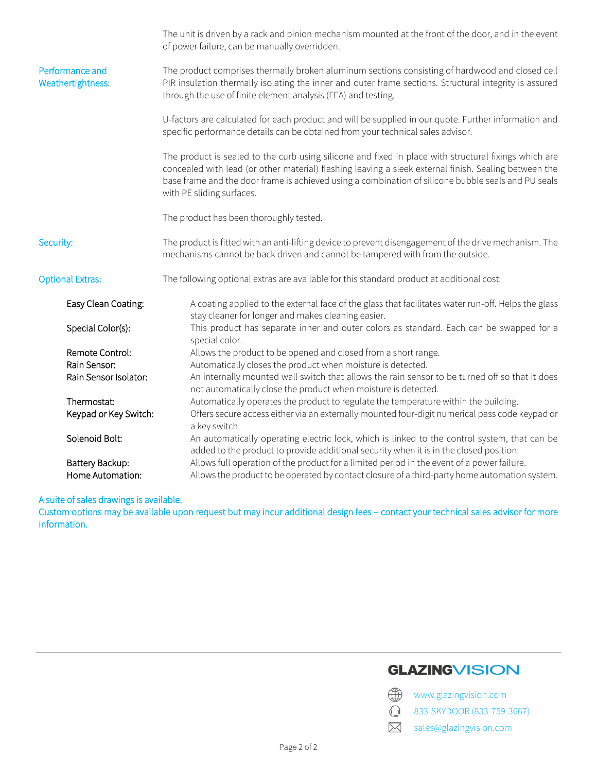The unit is driven by a rack and pinion mechanism mounted at the front of the door, and in the event of power failure, can be manually overridden.

**Performance and Weathertightness:**

The product comprises thermally broken aluminum sections consisting of hardwood and closed cell PIR insulation thermally isolating the inner and outer frame sections. Structural integrity is assured through the use of finite element analysis (FEA) and testing.

U-factors are calculated for each product and will be supplied in our quote. Further information and specific performance details can be obtained from your technical sales advisor.

The product is sealed to the curb using silicone and fixed in place with structural fixings which are concealed with lead (or other material) flashing leaving a sleek external finish. Sealing between the base frame and the door frame is achieved using a combination of silicone bubble seals and PU seals with PE sliding surfaces.

The product has been thoroughly tested.

**Security:**

The product is fitted with an anti-lifting device to prevent disengagement of the drive mechanism. The mechanisms cannot be back driven and cannot be tampered with from the outside.

**Optional Extras:**

The following optional extras are available for this standard product at additional cost:

- **Easy Clean Coating:** A coating applied to the external face of the glass that facilitates water run-off. Helps the glass stay cleaner for longer and makes cleaning easier.
- **Special Color(s):** This product has separate inner and outer colors as standard. Each can be swapped for a special color.
- **Remote Control:** Allows the product to be opened and closed from a short range.
- **Rain Sensor:** Automatically closes the product when moisture is detected.
- **Rain Sensor Isolator:** An internally mounted wall switch that allows the rain sensor to be turned off so that it does not automatically close the product when moisture is detected.
- **Thermostat:** Automatically operates the product to regulate the temperature within the building.
- **Keypad or Key Switch:** Offers secure access either via an externally mounted four-digit numerical pass code keypad or a key switch.
- **Solenoid Bolt:** An automatically operating electric lock, which is linked to the control system, that can be added to the product to provide additional security when it is in the closed position.
- **Battery Backup:** Allows full operation of the product for a limited period in the event of a power failure.
- **Home Automation:** Allows the product to be operated by contact closure of a third-party home automation system.

A suite of sales drawings is available.
Custom options may be available upon request but may incur additional design fees – contact your technical sales advisor for more information.

**GLAZINGVISION**

www.glazingvision.com
833-SKYDOOR (833-759-3667)
sales@glazingvision.com